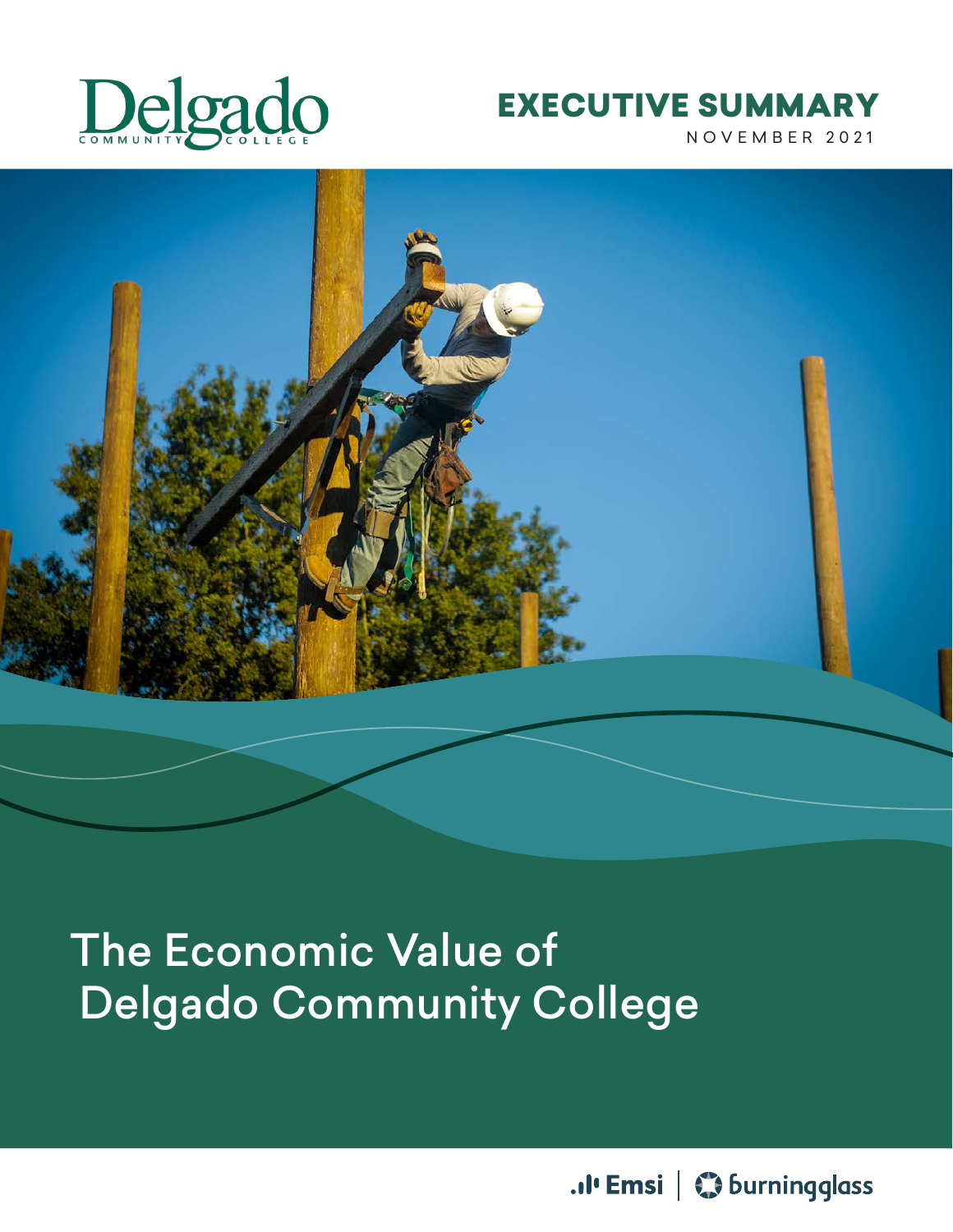Delgado Community College

# EXECUTIVE SUMMARY

NOVEMBER 2021

# The Economic Value of Delgado Community College

Emsi | burningglass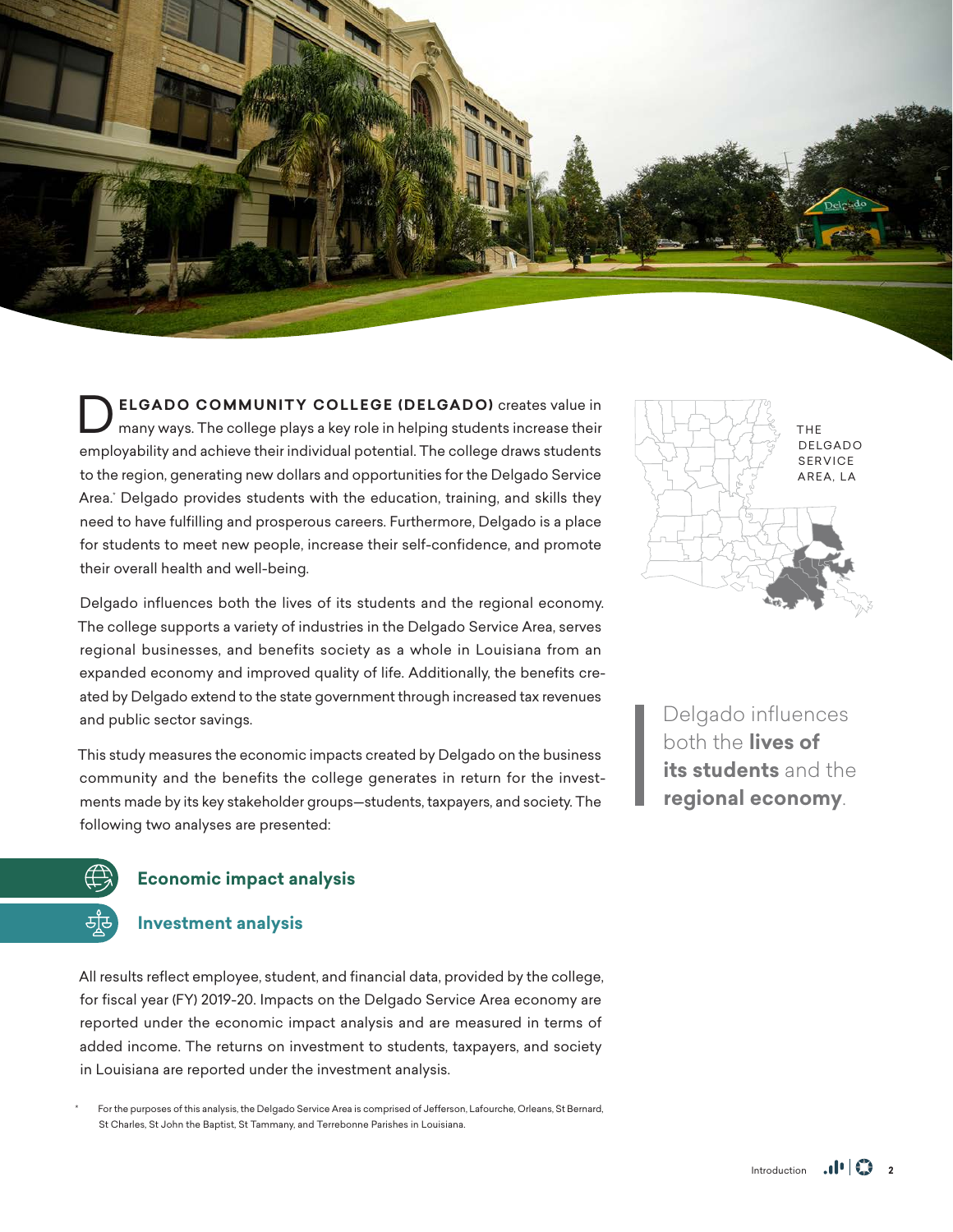**DELGADO COMMUNITY COLLEGE (DELGADO)** creates value in many ways. The college plays a key role in helping students increase their employability and achieve their individual potential. The college draws students to the region, generating new dollars and opportunities for the Delgado Service Area.* Delgado provides students with the education, training, and skills they need to have fulfilling and prosperous careers. Furthermore, Delgado is a place for students to meet new people, increase their self-confidence, and promote their overall health and well-being.

Delgado influences both the lives of its students and the regional economy. The college supports a variety of industries in the Delgado Service Area, serves regional businesses, and benefits society as a whole in Louisiana from an expanded economy and improved quality of life. Additionally, the benefits created by Delgado extend to the state government through increased tax revenues and public sector savings.

This study measures the economic impacts created by Delgado on the business community and the benefits the college generates in return for the investments made by its key stakeholder groups—students, taxpayers, and society. The following two analyses are presented:

- **Economic impact analysis**
- **Investment analysis**

All results reflect employee, student, and financial data, provided by the college, for fiscal year (FY) 2019-20. Impacts on the Delgado Service Area economy are reported under the economic impact analysis and are measured in terms of added income. The returns on investment to students, taxpayers, and society in Louisiana are reported under the investment analysis.

THE DELGADO SERVICE AREA, LA

> Delgado influences both the **lives of its students** and the **regional economy**.

\* For the purposes of this analysis, the Delgado Service Area is comprised of Jefferson, Lafourche, Orleans, St Bernard, St Charles, St John the Baptist, St Tammany, and Terrebonne Parishes in Louisiana.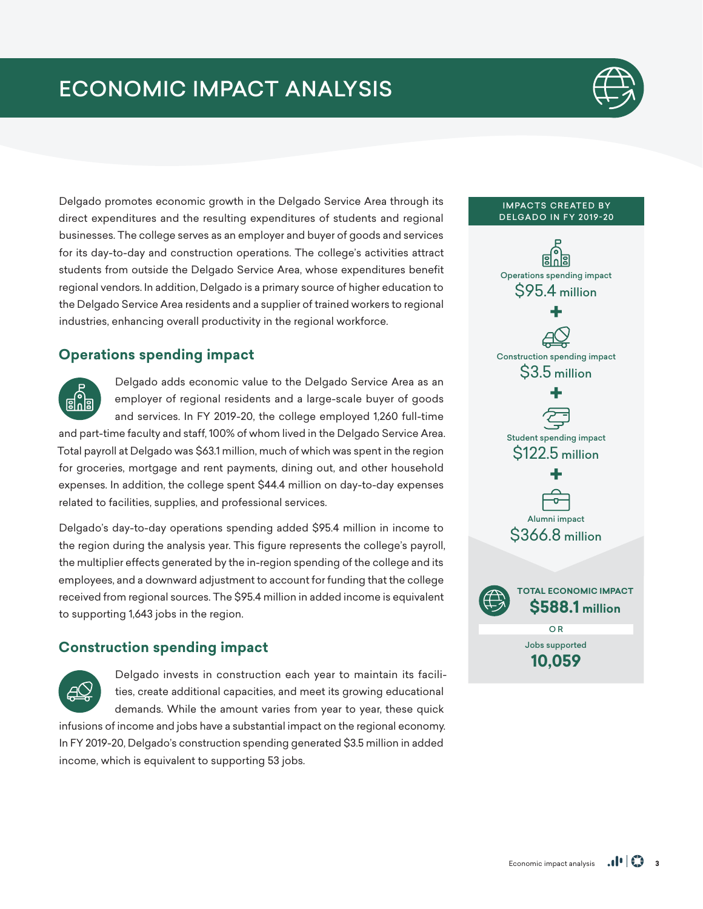# ECONOMIC IMPACT ANALYSIS

Delgado promotes economic growth in the Delgado Service Area through its direct expenditures and the resulting expenditures of students and regional businesses. The college serves as an employer and buyer of goods and services for its day-to-day and construction operations. The college's activities attract students from outside the Delgado Service Area, whose expenditures benefit regional vendors. In addition, Delgado is a primary source of higher education to the Delgado Service Area residents and a supplier of trained workers to regional industries, enhancing overall productivity in the regional workforce.

## Operations spending impact

Delgado adds economic value to the Delgado Service Area as an employer of regional residents and a large-scale buyer of goods and services. In FY 2019-20, the college employed 1,260 full-time and part-time faculty and staff, 100% of whom lived in the Delgado Service Area. Total payroll at Delgado was $63.1 million, much of which was spent in the region for groceries, mortgage and rent payments, dining out, and other household expenses. In addition, the college spent $44.4 million on day-to-day expenses related to facilities, supplies, and professional services.

Delgado's day-to-day operations spending added $95.4 million in income to the region during the analysis year. This figure represents the college's payroll, the multiplier effects generated by the in-region spending of the college and its employees, and a downward adjustment to account for funding that the college received from regional sources. The $95.4 million in added income is equivalent to supporting 1,643 jobs in the region.

## Construction spending impact

Delgado invests in construction each year to maintain its facilities, create additional capacities, and meet its growing educational demands. While the amount varies from year to year, these quick infusions of income and jobs have a substantial impact on the regional economy. In FY 2019-20, Delgado's construction spending generated $3.5 million in added income, which is equivalent to supporting 53 jobs.

**IMPACTS CREATED BY DELGADO IN FY 2019-20**

Operations spending impact
$95.4 million

+

Construction spending impact
$3.5 million

+

Student spending impact
$122.5 million

+

Alumni impact
$366.8 million

**TOTAL ECONOMIC IMPACT**
**$588.1 million**

OR

Jobs supported
**10,059**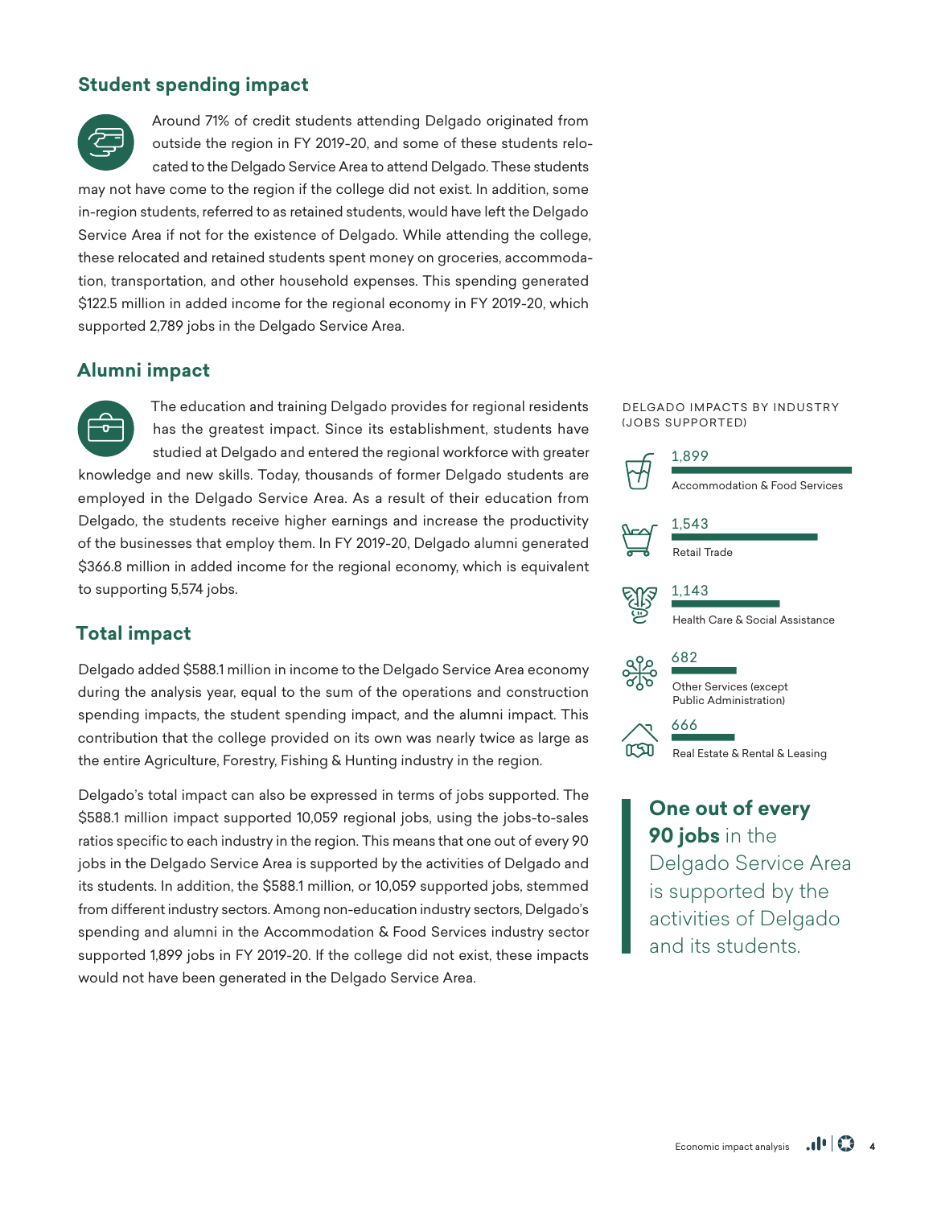## Student spending impact

Around 71% of credit students attending Delgado originated from outside the region in FY 2019-20, and some of these students relocated to the Delgado Service Area to attend Delgado. These students may not have come to the region if the college did not exist. In addition, some in-region students, referred to as retained students, would have left the Delgado Service Area if not for the existence of Delgado. While attending the college, these relocated and retained students spent money on groceries, accommodation, transportation, and other household expenses. This spending generated $122.5 million in added income for the regional economy in FY 2019-20, which supported 2,789 jobs in the Delgado Service Area.

## Alumni impact

The education and training Delgado provides for regional residents has the greatest impact. Since its establishment, students have studied at Delgado and entered the regional workforce with greater knowledge and new skills. Today, thousands of former Delgado students are employed in the Delgado Service Area. As a result of their education from Delgado, the students receive higher earnings and increase the productivity of the businesses that employ them. In FY 2019-20, Delgado alumni generated $366.8 million in added income for the regional economy, which is equivalent to supporting 5,574 jobs.

## Total impact

Delgado added $588.1 million in income to the Delgado Service Area economy during the analysis year, equal to the sum of the operations and construction spending impacts, the student spending impact, and the alumni impact. This contribution that the college provided on its own was nearly twice as large as the entire Agriculture, Forestry, Fishing & Hunting industry in the region.

Delgado's total impact can also be expressed in terms of jobs supported. The $588.1 million impact supported 10,059 regional jobs, using the jobs-to-sales ratios specific to each industry in the region. This means that one out of every 90 jobs in the Delgado Service Area is supported by the activities of Delgado and its students. In addition, the $588.1 million, or 10,059 supported jobs, stemmed from different industry sectors. Among non-education industry sectors, Delgado's spending and alumni in the Accommodation & Food Services industry sector supported 1,899 jobs in FY 2019-20. If the college did not exist, these impacts would not have been generated in the Delgado Service Area.

DELGADO IMPACTS BY INDUSTRY (JOBS SUPPORTED)

| Industry | Jobs supported |
|---|---|
| Accommodation & Food Services | 1,899 |
| Retail Trade | 1,543 |
| Health Care & Social Assistance | 1,143 |
| Other Services (except Public Administration) | 682 |
| Real Estate & Rental & Leasing | 666 |

**One out of every 90 jobs** in the Delgado Service Area is supported by the activities of Delgado and its students.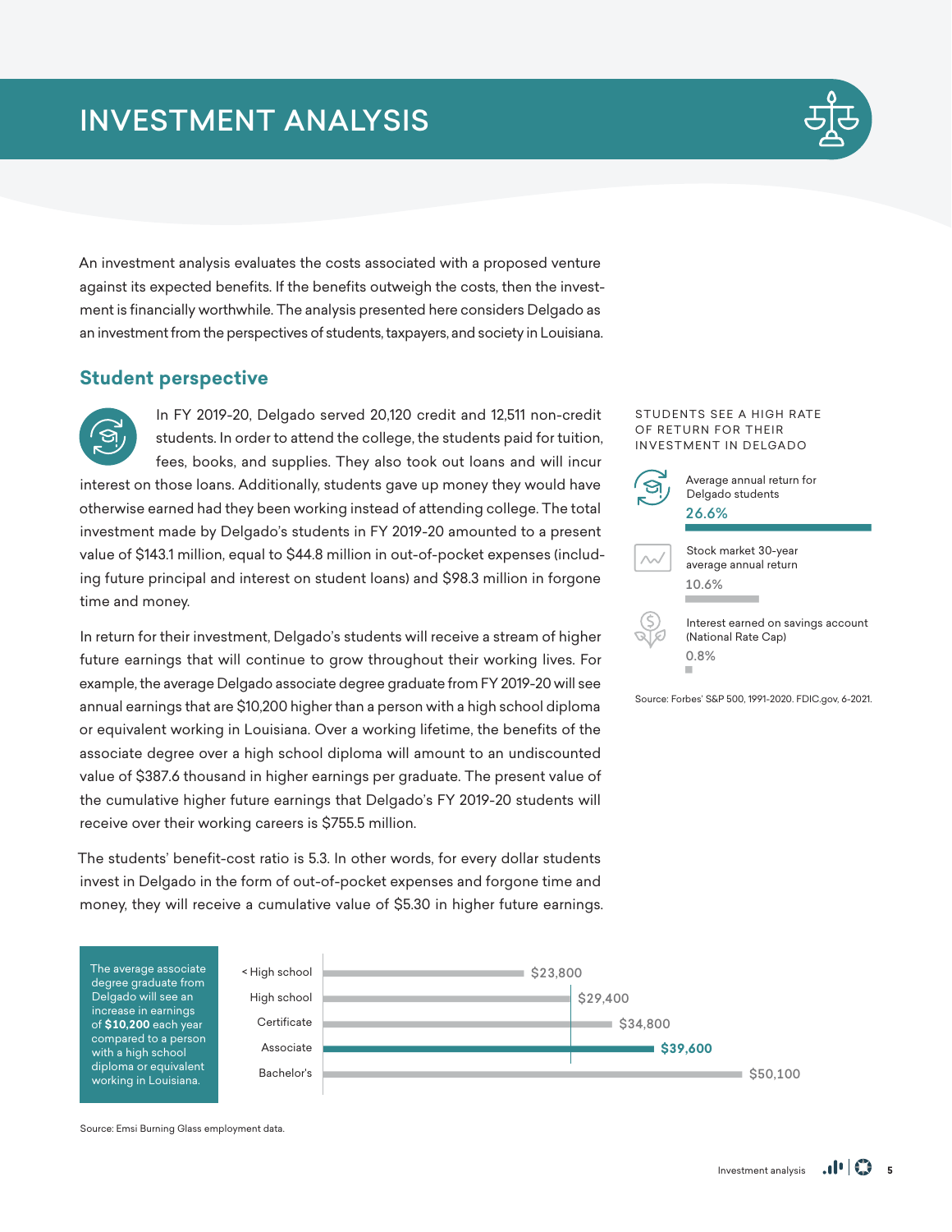# INVESTMENT ANALYSIS

An investment analysis evaluates the costs associated with a proposed venture against its expected benefits. If the benefits outweigh the costs, then the investment is financially worthwhile. The analysis presented here considers Delgado as an investment from the perspectives of students, taxpayers, and society in Louisiana.

## Student perspective

In FY 2019-20, Delgado served 20,120 credit and 12,511 non-credit students. In order to attend the college, the students paid for tuition, fees, books, and supplies. They also took out loans and will incur interest on those loans. Additionally, students gave up money they would have otherwise earned had they been working instead of attending college. The total investment made by Delgado's students in FY 2019-20 amounted to a present value of $143.1 million, equal to $44.8 million in out-of-pocket expenses (including future principal and interest on student loans) and $98.3 million in forgone time and money.

In return for their investment, Delgado's students will receive a stream of higher future earnings that will continue to grow throughout their working lives. For example, the average Delgado associate degree graduate from FY 2019-20 will see annual earnings that are $10,200 higher than a person with a high school diploma or equivalent working in Louisiana. Over a working lifetime, the benefits of the associate degree over a high school diploma will amount to an undiscounted value of $387.6 thousand in higher earnings per graduate. The present value of the cumulative higher future earnings that Delgado's FY 2019-20 students will receive over their working careers is $755.5 million.

The students' benefit-cost ratio is 5.3. In other words, for every dollar students invest in Delgado in the form of out-of-pocket expenses and forgone time and money, they will receive a cumulative value of $5.30 in higher future earnings.

STUDENTS SEE A HIGH RATE OF RETURN FOR THEIR INVESTMENT IN DELGADO

| Measure | Rate |
|---|---|
| Average annual return for Delgado students | 26.6% |
| Stock market 30-year average annual return | 10.6% |
| Interest earned on savings account (National Rate Cap) | 0.8% |

Source: Forbes' S&P 500, 1991-2020. FDIC.gov, 6-2021.

The average associate degree graduate from Delgado will see an increase in earnings of **$10,200** each year compared to a person with a high school diploma or equivalent working in Louisiana.

| Education level | Average earnings |
|---|---|
| < High school | $23,800 |
| High school | $29,400 |
| Certificate | $34,800 |
| Associate | $39,600 |
| Bachelor's | $50,100 |

Source: Emsi Burning Glass employment data.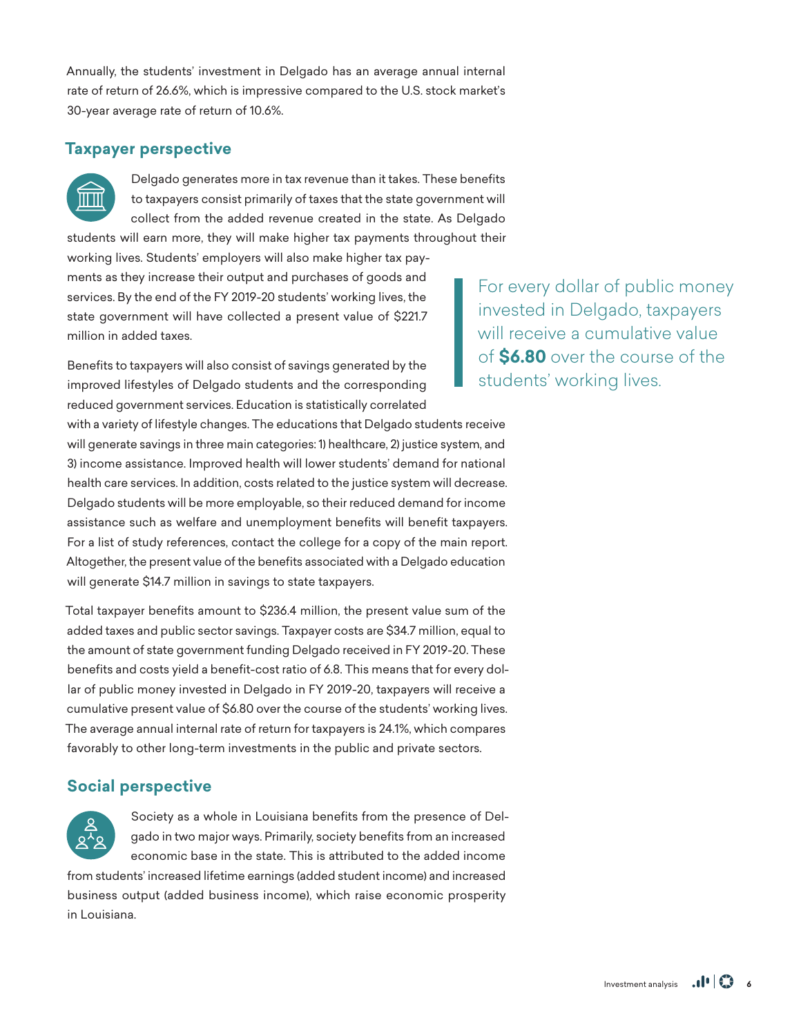Annually, the students' investment in Delgado has an average annual internal rate of return of 26.6%, which is impressive compared to the U.S. stock market's 30-year average rate of return of 10.6%.

## Taxpayer perspective

Delgado generates more in tax revenue than it takes. These benefits to taxpayers consist primarily of taxes that the state government will collect from the added revenue created in the state. As Delgado students will earn more, they will make higher tax payments throughout their working lives. Students' employers will also make higher tax payments as they increase their output and purchases of goods and services. By the end of the FY 2019-20 students' working lives, the state government will have collected a present value of $221.7 million in added taxes.

> For every dollar of public money invested in Delgado, taxpayers will receive a cumulative value of **$6.80** over the course of the students' working lives.

Benefits to taxpayers will also consist of savings generated by the improved lifestyles of Delgado students and the corresponding reduced government services. Education is statistically correlated with a variety of lifestyle changes. The educations that Delgado students receive will generate savings in three main categories: 1) healthcare, 2) justice system, and 3) income assistance. Improved health will lower students' demand for national health care services. In addition, costs related to the justice system will decrease. Delgado students will be more employable, so their reduced demand for income assistance such as welfare and unemployment benefits will benefit taxpayers. For a list of study references, contact the college for a copy of the main report. Altogether, the present value of the benefits associated with a Delgado education will generate $14.7 million in savings to state taxpayers.

Total taxpayer benefits amount to $236.4 million, the present value sum of the added taxes and public sector savings. Taxpayer costs are $34.7 million, equal to the amount of state government funding Delgado received in FY 2019-20. These benefits and costs yield a benefit-cost ratio of 6.8. This means that for every dollar of public money invested in Delgado in FY 2019-20, taxpayers will receive a cumulative present value of $6.80 over the course of the students' working lives. The average annual internal rate of return for taxpayers is 24.1%, which compares favorably to other long-term investments in the public and private sectors.

## Social perspective

Society as a whole in Louisiana benefits from the presence of Delgado in two major ways. Primarily, society benefits from an increased economic base in the state. This is attributed to the added income from students' increased lifetime earnings (added student income) and increased business output (added business income), which raise economic prosperity in Louisiana.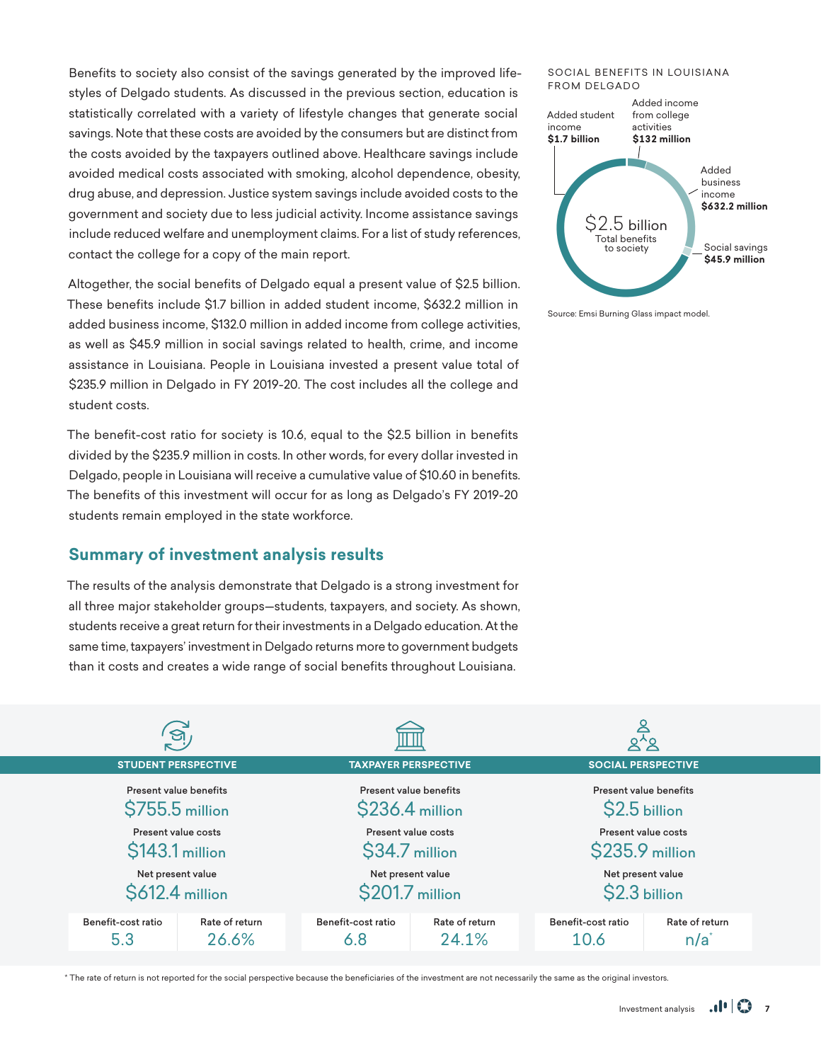Benefits to society also consist of the savings generated by the improved lifestyles of Delgado students. As discussed in the previous section, education is statistically correlated with a variety of lifestyle changes that generate social savings. Note that these costs are avoided by the consumers but are distinct from the costs avoided by the taxpayers outlined above. Healthcare savings include avoided medical costs associated with smoking, alcohol dependence, obesity, drug abuse, and depression. Justice system savings include avoided costs to the government and society due to less judicial activity. Income assistance savings include reduced welfare and unemployment claims. For a list of study references, contact the college for a copy of the main report.

Altogether, the social benefits of Delgado equal a present value of $2.5 billion. These benefits include $1.7 billion in added student income, $632.2 million in added business income, $132.0 million in added income from college activities, as well as $45.9 million in social savings related to health, crime, and income assistance in Louisiana. People in Louisiana invested a present value total of $235.9 million in Delgado in FY 2019-20. The cost includes all the college and student costs.

The benefit-cost ratio for society is 10.6, equal to the $2.5 billion in benefits divided by the $235.9 million in costs. In other words, for every dollar invested in Delgado, people in Louisiana will receive a cumulative value of $10.60 in benefits. The benefits of this investment will occur for as long as Delgado's FY 2019-20 students remain employed in the state workforce.

SOCIAL BENEFITS IN LOUISIANA FROM DELGADO

- Added student income **$1.7 billion**
- Added income from college activities **$132 million**
- Added business income **$632.2 million**
- Social savings **$45.9 million**

$2.5 billion Total benefits to society

Source: Emsi Burning Glass impact model.

## Summary of investment analysis results

The results of the analysis demonstrate that Delgado is a strong investment for all three major stakeholder groups—students, taxpayers, and society. As shown, students receive a great return for their investments in a Delgado education. At the same time, taxpayers' investment in Delgado returns more to government budgets than it costs and creates a wide range of social benefits throughout Louisiana.

| | STUDENT PERSPECTIVE | TAXPAYER PERSPECTIVE | SOCIAL PERSPECTIVE |
|---|---|---|---|
| Present value benefits | $755.5 million | $236.4 million | $2.5 billion |
| Present value costs | $143.1 million | $34.7 million | $235.9 million |
| Net present value | $612.4 million | $201.7 million | $2.3 billion |
| Benefit-cost ratio | 5.3 | 6.8 | 10.6 |
| Rate of return | 26.6% | 24.1% | n/a* |

\* The rate of return is not reported for the social perspective because the beneficiaries of the investment are not necessarily the same as the original investors.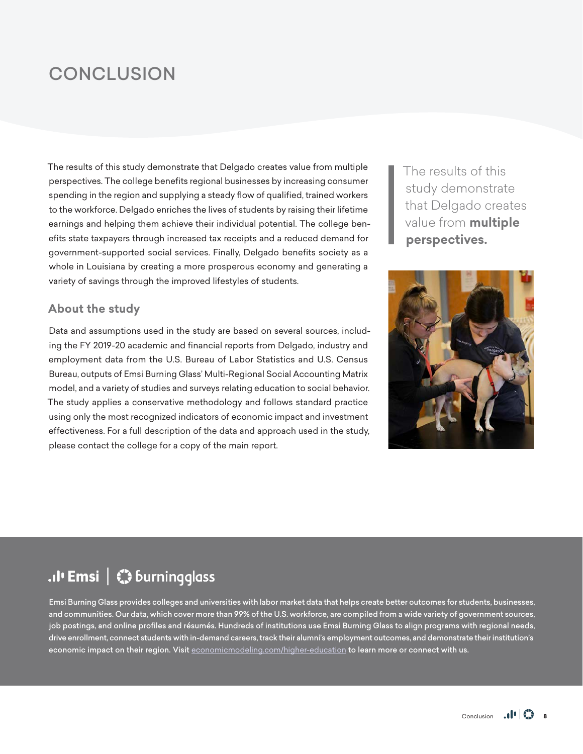# CONCLUSION

The results of this study demonstrate that Delgado creates value from multiple perspectives. The college benefits regional businesses by increasing consumer spending in the region and supplying a steady flow of qualified, trained workers to the workforce. Delgado enriches the lives of students by raising their lifetime earnings and helping them achieve their individual potential. The college benefits state taxpayers through increased tax receipts and a reduced demand for government-supported social services. Finally, Delgado benefits society as a whole in Louisiana by creating a more prosperous economy and generating a variety of savings through the improved lifestyles of students.

> The results of this study demonstrate that Delgado creates value from **multiple perspectives.**

## About the study

Data and assumptions used in the study are based on several sources, including the FY 2019-20 academic and financial reports from Delgado, industry and employment data from the U.S. Bureau of Labor Statistics and U.S. Census Bureau, outputs of Emsi Burning Glass' Multi-Regional Social Accounting Matrix model, and a variety of studies and surveys relating education to social behavior. The study applies a conservative methodology and follows standard practice using only the most recognized indicators of economic impact and investment effectiveness. For a full description of the data and approach used in the study, please contact the college for a copy of the main report.

Emsi | burningglass

Emsi Burning Glass provides colleges and universities with labor market data that helps create better outcomes for students, businesses, and communities. Our data, which cover more than 99% of the U.S. workforce, are compiled from a wide variety of government sources, job postings, and online profiles and résumés. Hundreds of institutions use Emsi Burning Glass to align programs with regional needs, drive enrollment, connect students with in-demand careers, track their alumni's employment outcomes, and demonstrate their institution's economic impact on their region. Visit economicmodeling.com/higher-education to learn more or connect with us.